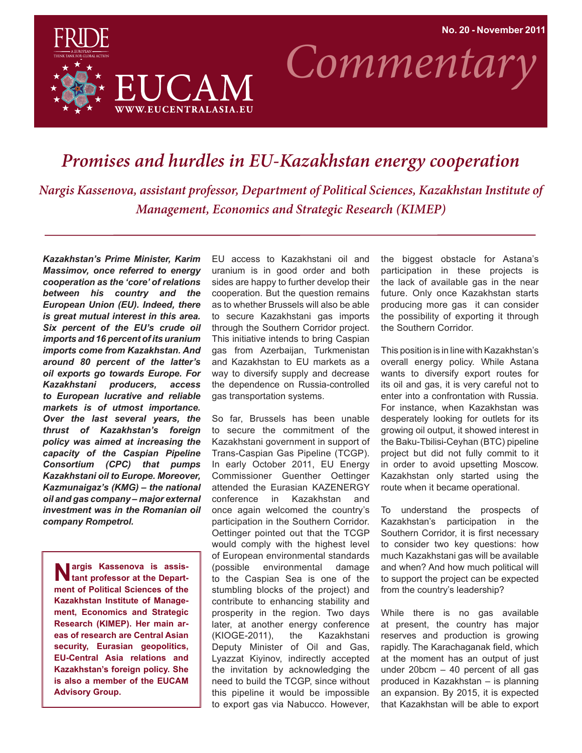# Promises and hurdles in EU-Kazakhstan energy cooperation

*Nargis Kassenova, assistant professor, Department of Political Sciences, Kazakhstan Institute of Management, Economics and Strategic Research (KIMEP)*

***Kazakhstan's Prime Minister, Karim Massimov, once referred to energy cooperation as the 'core' of relations between his country and the European Union (EU). Indeed, there is great mutual interest in this area. Six percent of the EU's crude oil imports and 16 percent of its uranium imports come from Kazakhstan. And around 80 percent of the latter's oil exports go towards Europe. For Kazakhstani producers, access to European lucrative and reliable markets is of utmost importance. Over the last several years, the thrust of Kazakhstan's foreign policy was aimed at increasing the capacity of the Caspian Pipeline Consortium (CPC) that pumps Kazakhstani oil to Europe. Moreover, Kazmunaigaz's (KMG) – the national oil and gas company – major external investment was in the Romanian oil company Rompetrol.***

**Nargis Kassenova is assistant professor at the Department of Political Sciences of the Kazakhstan Institute of Management, Economics and Strategic Research (KIMEP). Her main areas of research are Central Asian security, Eurasian geopolitics, EU-Central Asia relations and Kazakhstan's foreign policy. She is also a member of the EUCAM Advisory Group.**

EU access to Kazakhstani oil and uranium is in good order and both sides are happy to further develop their cooperation. But the question remains as to whether Brussels will also be able to secure Kazakhstani gas imports through the Southern Corridor project. This initiative intends to bring Caspian gas from Azerbaijan, Turkmenistan and Kazakhstan to EU markets as a way to diversify supply and decrease the dependence on Russia-controlled gas transportation systems.

So far, Brussels has been unable to secure the commitment of the Kazakhstani government in support of Trans-Caspian Gas Pipeline (TCGP). In early October 2011, EU Energy Commissioner Guenther Oettinger attended the Eurasian KAZENERGY conference in Kazakhstan and once again welcomed the country's participation in the Southern Corridor. Oettinger pointed out that the TCGP would comply with the highest level of European environmental standards (possible environmental damage to the Caspian Sea is one of the stumbling blocks of the project) and contribute to enhancing stability and prosperity in the region. Two days later, at another energy conference (KIOGE-2011), the Kazakhstani Deputy Minister of Oil and Gas, Lyazzat Kiyinov, indirectly accepted the invitation by acknowledging the need to build the TCGP, since without this pipeline it would be impossible to export gas via Nabucco. However, the biggest obstacle for Astana's participation in these projects is the lack of available gas in the near future. Only once Kazakhstan starts producing more gas it can consider the possibility of exporting it through the Southern Corridor.

This position is in line with Kazakhstan's overall energy policy. While Astana wants to diversify export routes for its oil and gas, it is very careful not to enter into a confrontation with Russia. For instance, when Kazakhstan was desperately looking for outlets for its growing oil output, it showed interest in the Baku-Tbilisi-Ceyhan (BTC) pipeline project but did not fully commit to it in order to avoid upsetting Moscow. Kazakhstan only started using the route when it became operational.

To understand the prospects of Kazakhstan's participation in the Southern Corridor, it is first necessary to consider two key questions: how much Kazakhstani gas will be available and when? And how much political will to support the project can be expected from the country's leadership?

While there is no gas available at present, the country has major reserves and production is growing rapidly. The Karachaganak field, which at the moment has an output of just under 20bcm – 40 percent of all gas produced in Kazakhstan – is planning an expansion. By 2015, it is expected that Kazakhstan will be able to export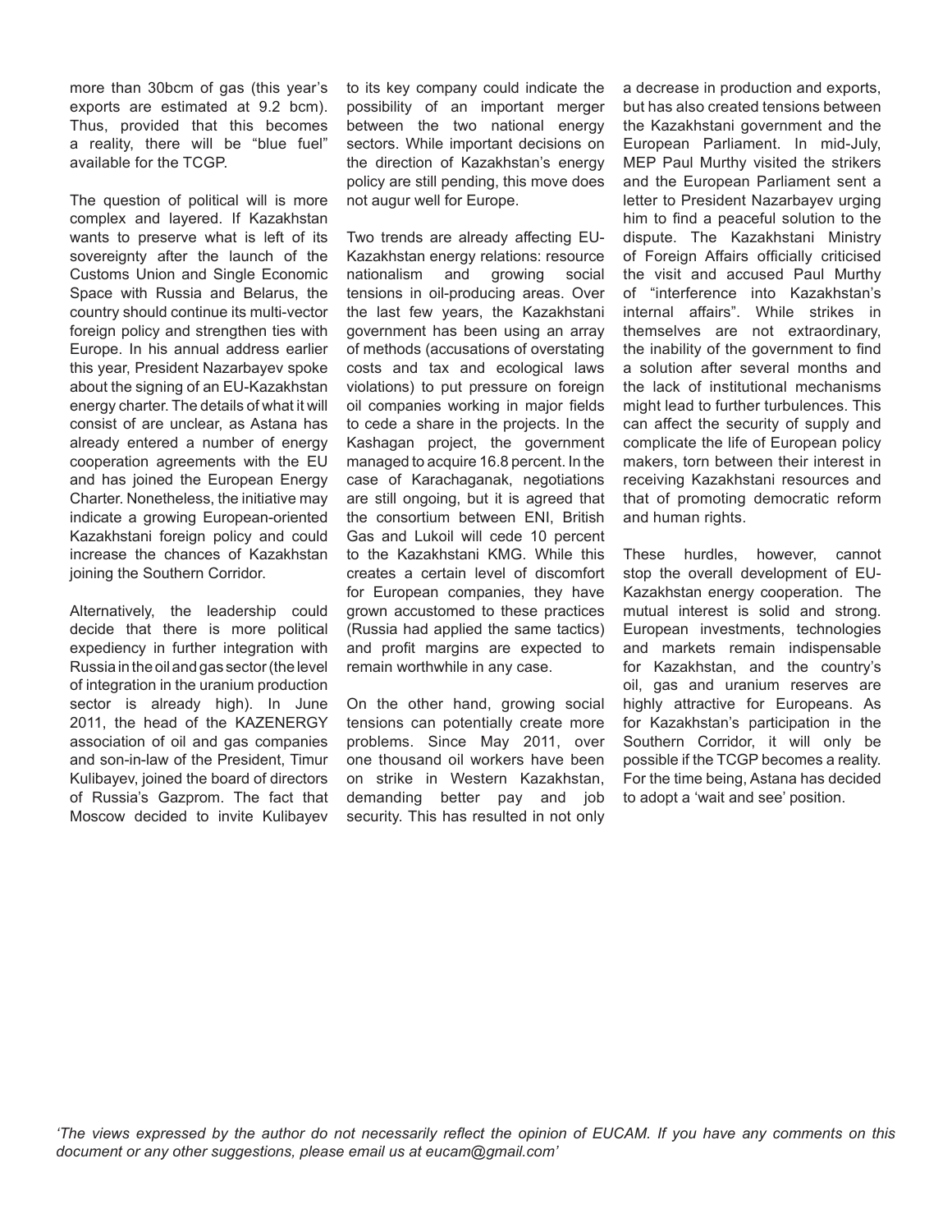more than 30bcm of gas (this year's exports are estimated at 9.2 bcm). Thus, provided that this becomes a reality, there will be "blue fuel" available for the TCGP.

The question of political will is more complex and layered. If Kazakhstan wants to preserve what is left of its sovereignty after the launch of the Customs Union and Single Economic Space with Russia and Belarus, the country should continue its multi-vector foreign policy and strengthen ties with Europe. In his annual address earlier this year, President Nazarbayev spoke about the signing of an EU-Kazakhstan energy charter. The details of what it will consist of are unclear, as Astana has already entered a number of energy cooperation agreements with the EU and has joined the European Energy Charter. Nonetheless, the initiative may indicate a growing European-oriented Kazakhstani foreign policy and could increase the chances of Kazakhstan joining the Southern Corridor.

Alternatively, the leadership could decide that there is more political expediency in further integration with Russia in the oil and gas sector (the level of integration in the uranium production sector is already high). In June 2011, the head of the KAZENERGY association of oil and gas companies and son-in-law of the President, Timur Kulibayev, joined the board of directors of Russia's Gazprom. The fact that Moscow decided to invite Kulibayev to its key company could indicate the possibility of an important merger between the two national energy sectors. While important decisions on the direction of Kazakhstan's energy policy are still pending, this move does not augur well for Europe.

Two trends are already affecting EU-Kazakhstan energy relations: resource nationalism and growing social tensions in oil-producing areas. Over the last few years, the Kazakhstani government has been using an array of methods (accusations of overstating costs and tax and ecological laws violations) to put pressure on foreign oil companies working in major fields to cede a share in the projects. In the Kashagan project, the government managed to acquire 16.8 percent. In the case of Karachaganak, negotiations are still ongoing, but it is agreed that the consortium between ENI, British Gas and Lukoil will cede 10 percent to the Kazakhstani KMG. While this creates a certain level of discomfort for European companies, they have grown accustomed to these practices (Russia had applied the same tactics) and profit margins are expected to remain worthwhile in any case.

On the other hand, growing social tensions can potentially create more problems. Since May 2011, over one thousand oil workers have been on strike in Western Kazakhstan, demanding better pay and job security. This has resulted in not only a decrease in production and exports, but has also created tensions between the Kazakhstani government and the European Parliament. In mid-July, MEP Paul Murthy visited the strikers and the European Parliament sent a letter to President Nazarbayev urging him to find a peaceful solution to the dispute. The Kazakhstani Ministry of Foreign Affairs officially criticised the visit and accused Paul Murthy of "interference into Kazakhstan's internal affairs". While strikes in themselves are not extraordinary, the inability of the government to find a solution after several months and the lack of institutional mechanisms might lead to further turbulences. This can affect the security of supply and complicate the life of European policy makers, torn between their interest in receiving Kazakhstani resources and that of promoting democratic reform and human rights.

These hurdles, however, cannot stop the overall development of EU-Kazakhstan energy cooperation. The mutual interest is solid and strong. European investments, technologies and markets remain indispensable for Kazakhstan, and the country's oil, gas and uranium reserves are highly attractive for Europeans. As for Kazakhstan's participation in the Southern Corridor, it will only be possible if the TCGP becomes a reality. For the time being, Astana has decided to adopt a 'wait and see' position.

*'The views expressed by the author do not necessarily reflect the opinion of EUCAM. If you have any comments on this document or any other suggestions, please email us at eucam@gmail.com'*